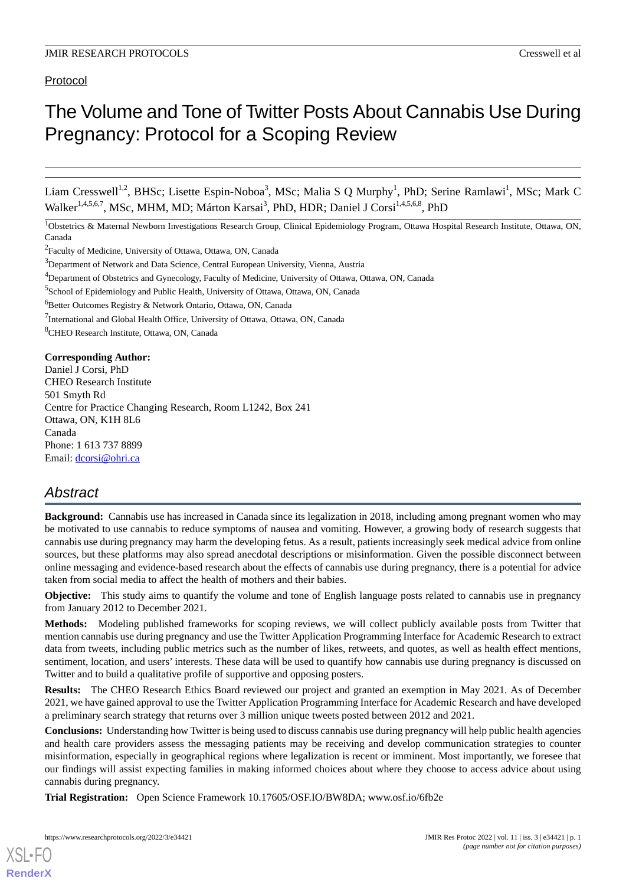Protocol

# The Volume and Tone of Twitter Posts About Cannabis Use During Pregnancy: Protocol for a Scoping Review

Liam Cresswell[1,2], BHSc; Lisette Espin-Noboa[3], MSc; Malia S Q Murphy[1], PhD; Serine Ramlawi[1], MSc; Mark C Walker[1,4,5,6,7], MSc, MHM, MD; Márton Karsai[3], PhD, HDR; Daniel J Corsi[1,4,5,6,8], PhD

[1]Obstetrics & Maternal Newborn Investigations Research Group, Clinical Epidemiology Program, Ottawa Hospital Research Institute, Ottawa, ON, Canada

[2]Faculty of Medicine, University of Ottawa, Ottawa, ON, Canada

[3]Department of Network and Data Science, Central European University, Vienna, Austria

[4]Department of Obstetrics and Gynecology, Faculty of Medicine, University of Ottawa, Ottawa, ON, Canada

[5]School of Epidemiology and Public Health, University of Ottawa, Ottawa, ON, Canada

[6]Better Outcomes Registry & Network Ontario, Ottawa, ON, Canada

[7]International and Global Health Office, University of Ottawa, Ottawa, ON, Canada

[8]CHEO Research Institute, Ottawa, ON, Canada

**Corresponding Author:**
Daniel J Corsi, PhD
CHEO Research Institute
501 Smyth Rd
Centre for Practice Changing Research, Room L1242, Box 241
Ottawa, ON, K1H 8L6
Canada
Phone: 1 613 737 8899
Email: dcorsi@ohri.ca

## Abstract

**Background:** Cannabis use has increased in Canada since its legalization in 2018, including among pregnant women who may be motivated to use cannabis to reduce symptoms of nausea and vomiting. However, a growing body of research suggests that cannabis use during pregnancy may harm the developing fetus. As a result, patients increasingly seek medical advice from online sources, but these platforms may also spread anecdotal descriptions or misinformation. Given the possible disconnect between online messaging and evidence-based research about the effects of cannabis use during pregnancy, there is a potential for advice taken from social media to affect the health of mothers and their babies.

**Objective:** This study aims to quantify the volume and tone of English language posts related to cannabis use in pregnancy from January 2012 to December 2021.

**Methods:** Modeling published frameworks for scoping reviews, we will collect publicly available posts from Twitter that mention cannabis use during pregnancy and use the Twitter Application Programming Interface for Academic Research to extract data from tweets, including public metrics such as the number of likes, retweets, and quotes, as well as health effect mentions, sentiment, location, and users' interests. These data will be used to quantify how cannabis use during pregnancy is discussed on Twitter and to build a qualitative profile of supportive and opposing posters.

**Results:** The CHEO Research Ethics Board reviewed our project and granted an exemption in May 2021. As of December 2021, we have gained approval to use the Twitter Application Programming Interface for Academic Research and have developed a preliminary search strategy that returns over 3 million unique tweets posted between 2012 and 2021.

**Conclusions:** Understanding how Twitter is being used to discuss cannabis use during pregnancy will help public health agencies and health care providers assess the messaging patients may be receiving and develop communication strategies to counter misinformation, especially in geographical regions where legalization is recent or imminent. Most importantly, we foresee that our findings will assist expecting families in making informed choices about where they choose to access advice about using cannabis during pregnancy.

**Trial Registration:** Open Science Framework 10.17605/OSF.IO/BW8DA; www.osf.io/6fb2e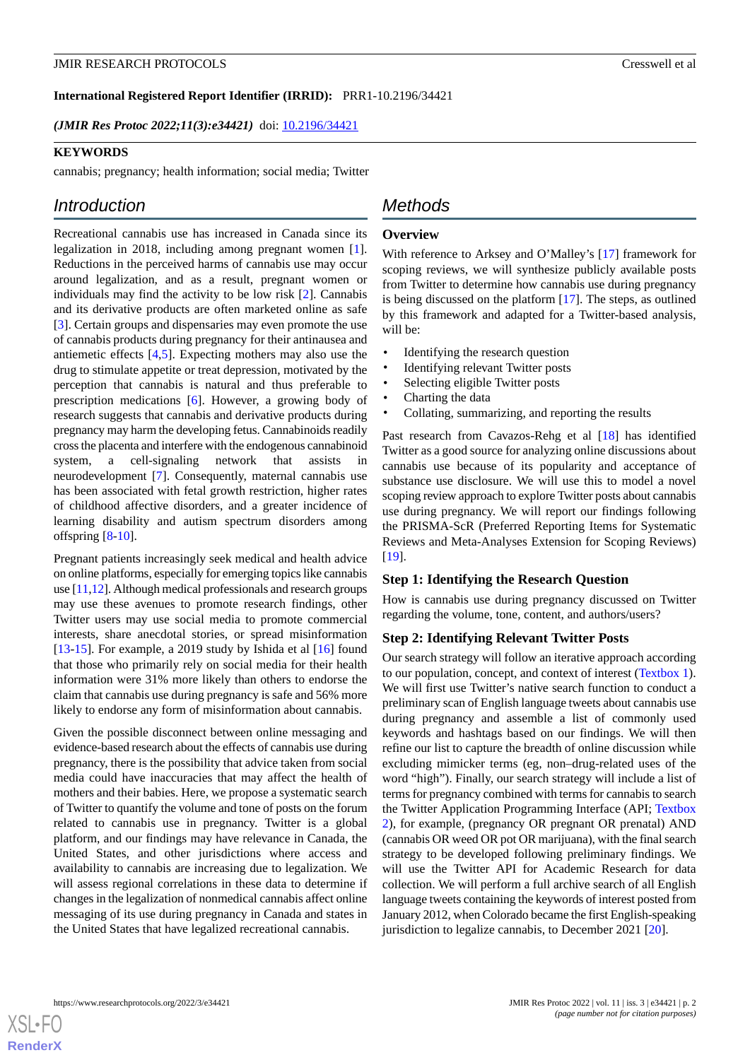**International Registered Report Identifier (IRRID):** PRR1-10.2196/34421

*(JMIR Res Protoc 2022;11(3):e34421)* doi: 10.2196/34421

**KEYWORDS**

cannabis; pregnancy; health information; social media; Twitter

## Introduction

Recreational cannabis use has increased in Canada since its legalization in 2018, including among pregnant women [1]. Reductions in the perceived harms of cannabis use may occur around legalization, and as a result, pregnant women or individuals may find the activity to be low risk [2]. Cannabis and its derivative products are often marketed online as safe [3]. Certain groups and dispensaries may even promote the use of cannabis products during pregnancy for their antinausea and antiemetic effects [4,5]. Expecting mothers may also use the drug to stimulate appetite or treat depression, motivated by the perception that cannabis is natural and thus preferable to prescription medications [6]. However, a growing body of research suggests that cannabis and derivative products during pregnancy may harm the developing fetus. Cannabinoids readily cross the placenta and interfere with the endogenous cannabinoid system, a cell-signaling network that assists in neurodevelopment [7]. Consequently, maternal cannabis use has been associated with fetal growth restriction, higher rates of childhood affective disorders, and a greater incidence of learning disability and autism spectrum disorders among offspring [8-10].

Pregnant patients increasingly seek medical and health advice on online platforms, especially for emerging topics like cannabis use [11,12]. Although medical professionals and research groups may use these avenues to promote research findings, other Twitter users may use social media to promote commercial interests, share anecdotal stories, or spread misinformation [13-15]. For example, a 2019 study by Ishida et al [16] found that those who primarily rely on social media for their health information were 31% more likely than others to endorse the claim that cannabis use during pregnancy is safe and 56% more likely to endorse any form of misinformation about cannabis.

Given the possible disconnect between online messaging and evidence-based research about the effects of cannabis use during pregnancy, there is the possibility that advice taken from social media could have inaccuracies that may affect the health of mothers and their babies. Here, we propose a systematic search of Twitter to quantify the volume and tone of posts on the forum related to cannabis use in pregnancy. Twitter is a global platform, and our findings may have relevance in Canada, the United States, and other jurisdictions where access and availability to cannabis are increasing due to legalization. We will assess regional correlations in these data to determine if changes in the legalization of nonmedical cannabis affect online messaging of its use during pregnancy in Canada and states in the United States that have legalized recreational cannabis.

## Methods

### Overview

With reference to Arksey and O'Malley's [17] framework for scoping reviews, we will synthesize publicly available posts from Twitter to determine how cannabis use during pregnancy is being discussed on the platform [17]. The steps, as outlined by this framework and adapted for a Twitter-based analysis, will be:

- Identifying the research question
- Identifying relevant Twitter posts
- Selecting eligible Twitter posts
- Charting the data
- Collating, summarizing, and reporting the results

Past research from Cavazos-Rehg et al [18] has identified Twitter as a good source for analyzing online discussions about cannabis use because of its popularity and acceptance of substance use disclosure. We will use this to model a novel scoping review approach to explore Twitter posts about cannabis use during pregnancy. We will report our findings following the PRISMA-ScR (Preferred Reporting Items for Systematic Reviews and Meta-Analyses Extension for Scoping Reviews) [19].

### Step 1: Identifying the Research Question

How is cannabis use during pregnancy discussed on Twitter regarding the volume, tone, content, and authors/users?

### Step 2: Identifying Relevant Twitter Posts

Our search strategy will follow an iterative approach according to our population, concept, and context of interest (Textbox 1). We will first use Twitter's native search function to conduct a preliminary scan of English language tweets about cannabis use during pregnancy and assemble a list of commonly used keywords and hashtags based on our findings. We will then refine our list to capture the breadth of online discussion while excluding mimicker terms (eg, non–drug-related uses of the word "high"). Finally, our search strategy will include a list of terms for pregnancy combined with terms for cannabis to search the Twitter Application Programming Interface (API; Textbox 2), for example, (pregnancy OR pregnant OR prenatal) AND (cannabis OR weed OR pot OR marijuana), with the final search strategy to be developed following preliminary findings. We will use the Twitter API for Academic Research for data collection. We will perform a full archive search of all English language tweets containing the keywords of interest posted from January 2012, when Colorado became the first English-speaking jurisdiction to legalize cannabis, to December 2021 [20].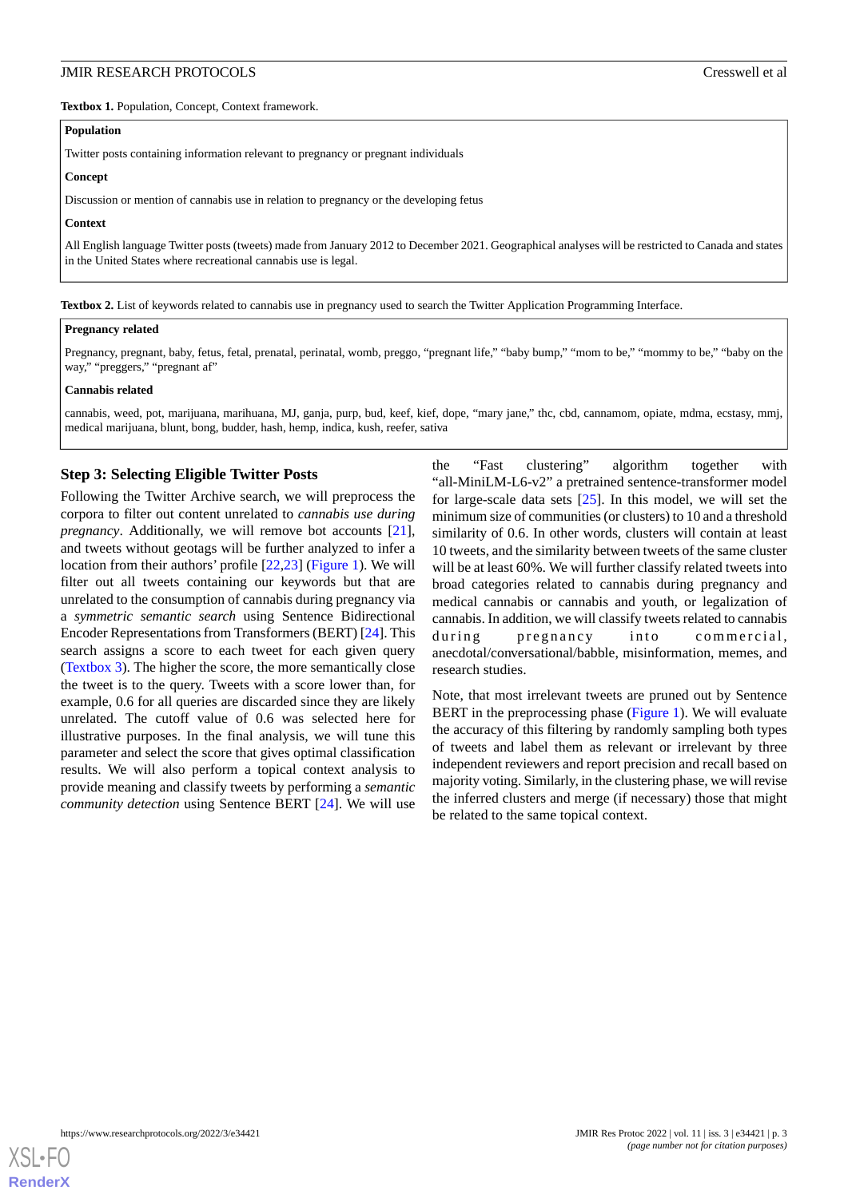**Textbox 1.** Population, Concept, Context framework.

**Population**

Twitter posts containing information relevant to pregnancy or pregnant individuals

**Concept**

Discussion or mention of cannabis use in relation to pregnancy or the developing fetus

**Context**

All English language Twitter posts (tweets) made from January 2012 to December 2021. Geographical analyses will be restricted to Canada and states in the United States where recreational cannabis use is legal.

**Textbox 2.** List of keywords related to cannabis use in pregnancy used to search the Twitter Application Programming Interface.

**Pregnancy related**

Pregnancy, pregnant, baby, fetus, fetal, prenatal, perinatal, womb, preggo, "pregnant life," "baby bump," "mom to be," "mommy to be," "baby on the way," "preggers," "pregnant af"

**Cannabis related**

cannabis, weed, pot, marijuana, marihuana, MJ, ganja, purp, bud, keef, kief, dope, "mary jane," thc, cbd, cannamom, opiate, mdma, ecstasy, mmj, medical marijuana, blunt, bong, budder, hash, hemp, indica, kush, reefer, sativa

### Step 3: Selecting Eligible Twitter Posts

Following the Twitter Archive search, we will preprocess the corpora to filter out content unrelated to *cannabis use during pregnancy*. Additionally, we will remove bot accounts [21], and tweets without geotags will be further analyzed to infer a location from their authors' profile [22,23] (Figure 1). We will filter out all tweets containing our keywords but that are unrelated to the consumption of cannabis during pregnancy via a *symmetric semantic search* using Sentence Bidirectional Encoder Representations from Transformers (BERT) [24]. This search assigns a score to each tweet for each given query (Textbox 3). The higher the score, the more semantically close the tweet is to the query. Tweets with a score lower than, for example, 0.6 for all queries are discarded since they are likely unrelated. The cutoff value of 0.6 was selected here for illustrative purposes. In the final analysis, we will tune this parameter and select the score that gives optimal classification results. We will also perform a topical context analysis to provide meaning and classify tweets by performing a *semantic community detection* using Sentence BERT [24]. We will use the "Fast clustering" algorithm together with "all-MiniLM-L6-v2" a pretrained sentence-transformer model for large-scale data sets [25]. In this model, we will set the minimum size of communities (or clusters) to 10 and a threshold similarity of 0.6. In other words, clusters will contain at least 10 tweets, and the similarity between tweets of the same cluster will be at least 60%. We will further classify related tweets into broad categories related to cannabis during pregnancy and medical cannabis or cannabis and youth, or legalization of cannabis. In addition, we will classify tweets related to cannabis during pregnancy into commercial, anecdotal/conversational/babble, misinformation, memes, and research studies.

Note, that most irrelevant tweets are pruned out by Sentence BERT in the preprocessing phase (Figure 1). We will evaluate the accuracy of this filtering by randomly sampling both types of tweets and label them as relevant or irrelevant by three independent reviewers and report precision and recall based on majority voting. Similarly, in the clustering phase, we will revise the inferred clusters and merge (if necessary) those that might be related to the same topical context.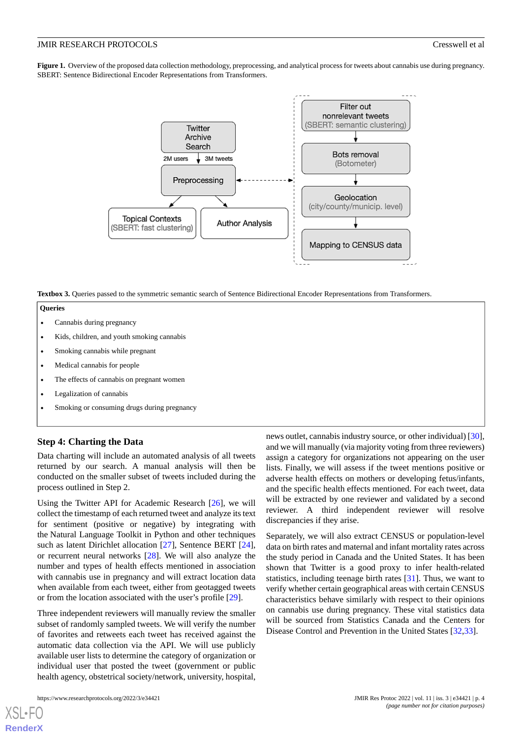**Figure 1.** Overview of the proposed data collection methodology, preprocessing, and analytical process for tweets about cannabis use during pregnancy. SBERT: Sentence Bidirectional Encoder Representations from Transformers.

Twitter Archive Search

2M users | 3M tweets

Preprocessing

Topical Contexts (SBERT: fast clustering)

Author Analysis

Filter out nonrelevant tweets (SBERT: semantic clustering)

Bots removal (Botometer)

Geolocation (city/county/municip. level)

Mapping to CENSUS data

**Textbox 3.** Queries passed to the symmetric semantic search of Sentence Bidirectional Encoder Representations from Transformers.

**Queries**

- Cannabis during pregnancy
- Kids, children, and youth smoking cannabis
- Smoking cannabis while pregnant
- Medical cannabis for people
- The effects of cannabis on pregnant women
- Legalization of cannabis
- Smoking or consuming drugs during pregnancy

## Step 4: Charting the Data

Data charting will include an automated analysis of all tweets returned by our search. A manual analysis will then be conducted on the smaller subset of tweets included during the process outlined in Step 2.

Using the Twitter API for Academic Research [26], we will collect the timestamp of each returned tweet and analyze its text for sentiment (positive or negative) by integrating with the Natural Language Toolkit in Python and other techniques such as latent Dirichlet allocation [27], Sentence BERT [24], or recurrent neural networks [28]. We will also analyze the number and types of health effects mentioned in association with cannabis use in pregnancy and will extract location data when available from each tweet, either from geotagged tweets or from the location associated with the user's profile [29].

Three independent reviewers will manually review the smaller subset of randomly sampled tweets. We will verify the number of favorites and retweets each tweet has received against the automatic data collection via the API. We will use publicly available user lists to determine the category of organization or individual user that posted the tweet (government or public health agency, obstetrical society/network, university, hospital, news outlet, cannabis industry source, or other individual) [30], and we will manually (via majority voting from three reviewers) assign a category for organizations not appearing on the user lists. Finally, we will assess if the tweet mentions positive or adverse health effects on mothers or developing fetus/infants, and the specific health effects mentioned. For each tweet, data will be extracted by one reviewer and validated by a second reviewer. A third independent reviewer will resolve discrepancies if they arise.

Separately, we will also extract CENSUS or population-level data on birth rates and maternal and infant mortality rates across the study period in Canada and the United States. It has been shown that Twitter is a good proxy to infer health-related statistics, including teenage birth rates [31]. Thus, we want to verify whether certain geographical areas with certain CENSUS characteristics behave similarly with respect to their opinions on cannabis use during pregnancy. These vital statistics data will be sourced from Statistics Canada and the Centers for Disease Control and Prevention in the United States [32,33].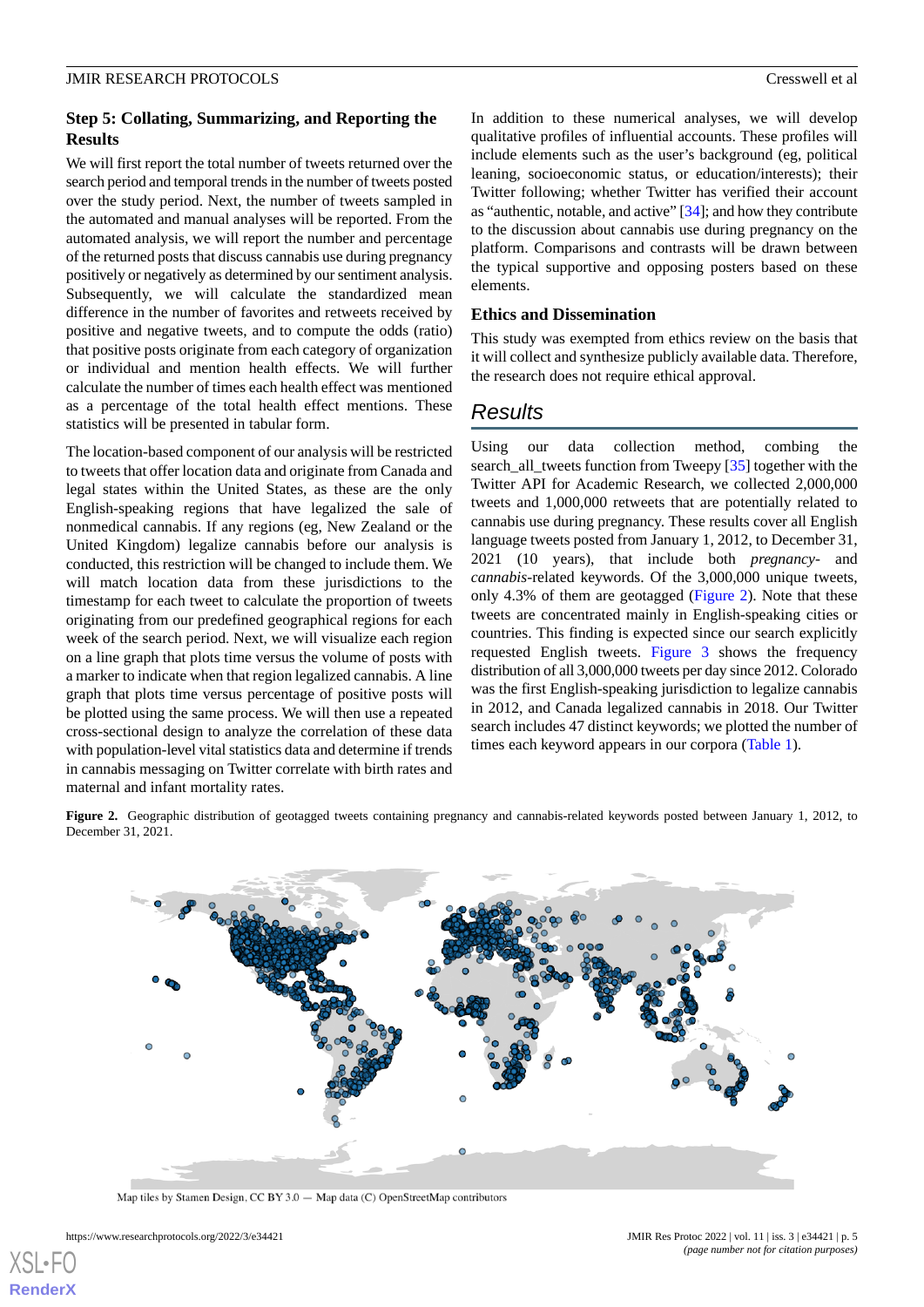### Step 5: Collating, Summarizing, and Reporting the Results

We will first report the total number of tweets returned over the search period and temporal trends in the number of tweets posted over the study period. Next, the number of tweets sampled in the automated and manual analyses will be reported. From the automated analysis, we will report the number and percentage of the returned posts that discuss cannabis use during pregnancy positively or negatively as determined by our sentiment analysis. Subsequently, we will calculate the standardized mean difference in the number of favorites and retweets received by positive and negative tweets, and to compute the odds (ratio) that positive posts originate from each category of organization or individual and mention health effects. We will further calculate the number of times each health effect was mentioned as a percentage of the total health effect mentions. These statistics will be presented in tabular form.

The location-based component of our analysis will be restricted to tweets that offer location data and originate from Canada and legal states within the United States, as these are the only English-speaking regions that have legalized the sale of nonmedical cannabis. If any regions (eg, New Zealand or the United Kingdom) legalize cannabis before our analysis is conducted, this restriction will be changed to include them. We will match location data from these jurisdictions to the timestamp for each tweet to calculate the proportion of tweets originating from our predefined geographical regions for each week of the search period. Next, we will visualize each region on a line graph that plots time versus the volume of posts with a marker to indicate when that region legalized cannabis. A line graph that plots time versus percentage of positive posts will be plotted using the same process. We will then use a repeated cross-sectional design to analyze the correlation of these data with population-level vital statistics data and determine if trends in cannabis messaging on Twitter correlate with birth rates and maternal and infant mortality rates.

In addition to these numerical analyses, we will develop qualitative profiles of influential accounts. These profiles will include elements such as the user's background (eg, political leaning, socioeconomic status, or education/interests); their Twitter following; whether Twitter has verified their account as "authentic, notable, and active" [34]; and how they contribute to the discussion about cannabis use during pregnancy on the platform. Comparisons and contrasts will be drawn between the typical supportive and opposing posters based on these elements.

### Ethics and Dissemination

This study was exempted from ethics review on the basis that it will collect and synthesize publicly available data. Therefore, the research does not require ethical approval.

## Results

Using our data collection method, combing the search_all_tweets function from Tweepy [35] together with the Twitter API for Academic Research, we collected 2,000,000 tweets and 1,000,000 retweets that are potentially related to cannabis use during pregnancy. These results cover all English language tweets posted from January 1, 2012, to December 31, 2021 (10 years), that include both *pregnancy*- and *cannabis*-related keywords. Of the 3,000,000 unique tweets, only 4.3% of them are geotagged (Figure 2). Note that these tweets are concentrated mainly in English-speaking cities or countries. This finding is expected since our search explicitly requested English tweets. Figure 3 shows the frequency distribution of all 3,000,000 tweets per day since 2012. Colorado was the first English-speaking jurisdiction to legalize cannabis in 2012, and Canada legalized cannabis in 2018. Our Twitter search includes 47 distinct keywords; we plotted the number of times each keyword appears in our corpora (Table 1).

**Figure 2.** Geographic distribution of geotagged tweets containing pregnancy and cannabis-related keywords posted between January 1, 2012, to December 31, 2021.

Map tiles by Stamen Design, CC BY 3.0 — Map data (C) OpenStreetMap contributors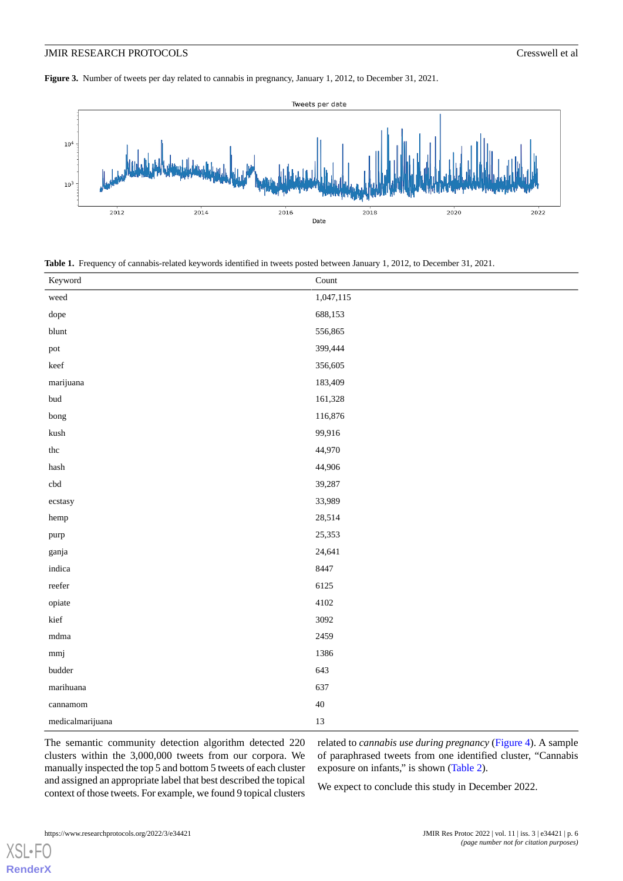**Figure 3.** Number of tweets per day related to cannabis in pregnancy, January 1, 2012, to December 31, 2021.

**Table 1.** Frequency of cannabis-related keywords identified in tweets posted between January 1, 2012, to December 31, 2021.

| Keyword | Count |
|---|---|
| weed | 1,047,115 |
| dope | 688,153 |
| blunt | 556,865 |
| pot | 399,444 |
| keef | 356,605 |
| marijuana | 183,409 |
| bud | 161,328 |
| bong | 116,876 |
| kush | 99,916 |
| thc | 44,970 |
| hash | 44,906 |
| cbd | 39,287 |
| ecstasy | 33,989 |
| hemp | 28,514 |
| purp | 25,353 |
| ganja | 24,641 |
| indica | 8447 |
| reefer | 6125 |
| opiate | 4102 |
| kief | 3092 |
| mdma | 2459 |
| mmj | 1386 |
| budder | 643 |
| marihuana | 637 |
| cannamom | 40 |
| medicalmarijuana | 13 |

The semantic community detection algorithm detected 220 clusters within the 3,000,000 tweets from our corpora. We manually inspected the top 5 and bottom 5 tweets of each cluster and assigned an appropriate label that best described the topical context of those tweets. For example, we found 9 topical clusters related to *cannabis use during pregnancy* (Figure 4). A sample of paraphrased tweets from one identified cluster, "Cannabis exposure on infants," is shown (Table 2).

We expect to conclude this study in December 2022.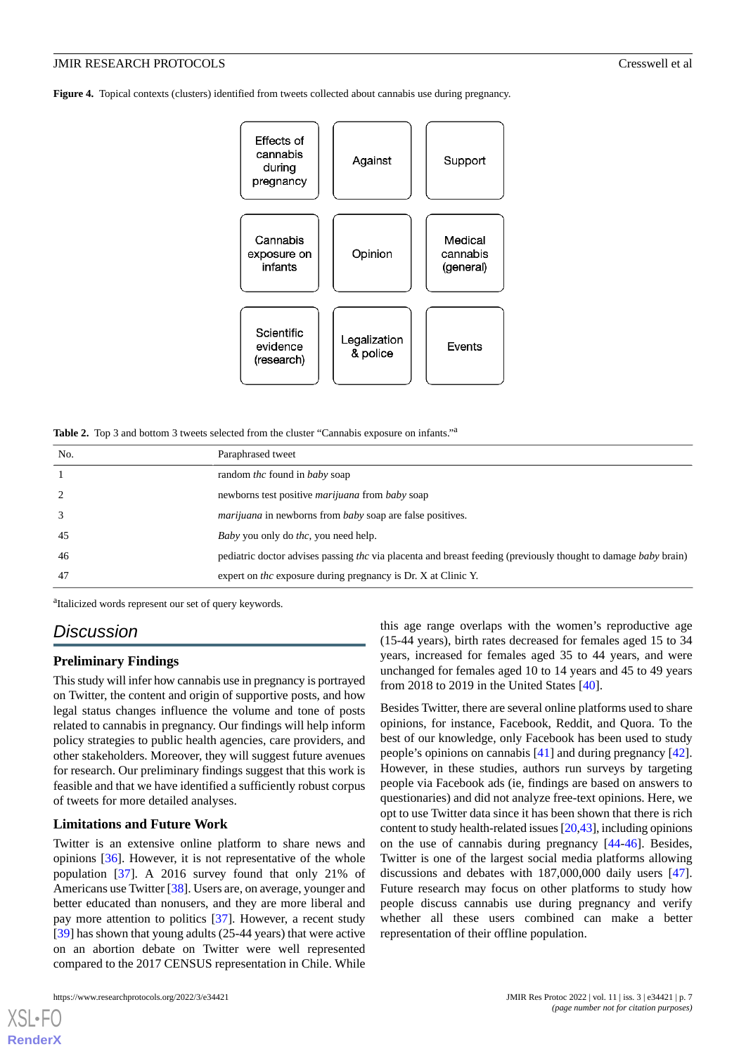**Figure 4.** Topical contexts (clusters) identified from tweets collected about cannabis use during pregnancy.

| Effects of cannabis during pregnancy | Against | Support |
|---|---|---|
| Cannabis exposure on infants | Opinion | Medical cannabis (general) |
| Scientific evidence (research) | Legalization & police | Events |

**Table 2.** Top 3 and bottom 3 tweets selected from the cluster "Cannabis exposure on infants."[a]

| No. | Paraphrased tweet |
|---|---|
| 1 | random *thc* found in *baby* soap |
| 2 | newborns test positive *marijuana* from *baby* soap |
| 3 | *marijuana* in newborns from *baby* soap are false positives. |
| 45 | *Baby* you only do *thc*, you need help. |
| 46 | pediatric doctor advises passing *thc* via placenta and breast feeding (previously thought to damage *baby* brain) |
| 47 | expert on *thc* exposure during pregnancy is Dr. X at Clinic Y. |

[a]Italicized words represent our set of query keywords.

## Discussion

### Preliminary Findings

This study will infer how cannabis use in pregnancy is portrayed on Twitter, the content and origin of supportive posts, and how legal status changes influence the volume and tone of posts related to cannabis in pregnancy. Our findings will help inform policy strategies to public health agencies, care providers, and other stakeholders. Moreover, they will suggest future avenues for research. Our preliminary findings suggest that this work is feasible and that we have identified a sufficiently robust corpus of tweets for more detailed analyses.

### Limitations and Future Work

Twitter is an extensive online platform to share news and opinions [36]. However, it is not representative of the whole population [37]. A 2016 survey found that only 21% of Americans use Twitter [38]. Users are, on average, younger and better educated than nonusers, and they are more liberal and pay more attention to politics [37]. However, a recent study [39] has shown that young adults (25-44 years) that were active on an abortion debate on Twitter were well represented compared to the 2017 CENSUS representation in Chile. While this age range overlaps with the women's reproductive age (15-44 years), birth rates decreased for females aged 15 to 34 years, increased for females aged 35 to 44 years, and were unchanged for females aged 10 to 14 years and 45 to 49 years from 2018 to 2019 in the United States [40].

Besides Twitter, there are several online platforms used to share opinions, for instance, Facebook, Reddit, and Quora. To the best of our knowledge, only Facebook has been used to study people's opinions on cannabis [41] and during pregnancy [42]. However, in these studies, authors run surveys by targeting people via Facebook ads (ie, findings are based on answers to questionaries) and did not analyze free-text opinions. Here, we opt to use Twitter data since it has been shown that there is rich content to study health-related issues [20,43], including opinions on the use of cannabis during pregnancy [44-46]. Besides, Twitter is one of the largest social media platforms allowing discussions and debates with 187,000,000 daily users [47]. Future research may focus on other platforms to study how people discuss cannabis use during pregnancy and verify whether all these users combined can make a better representation of their offline population.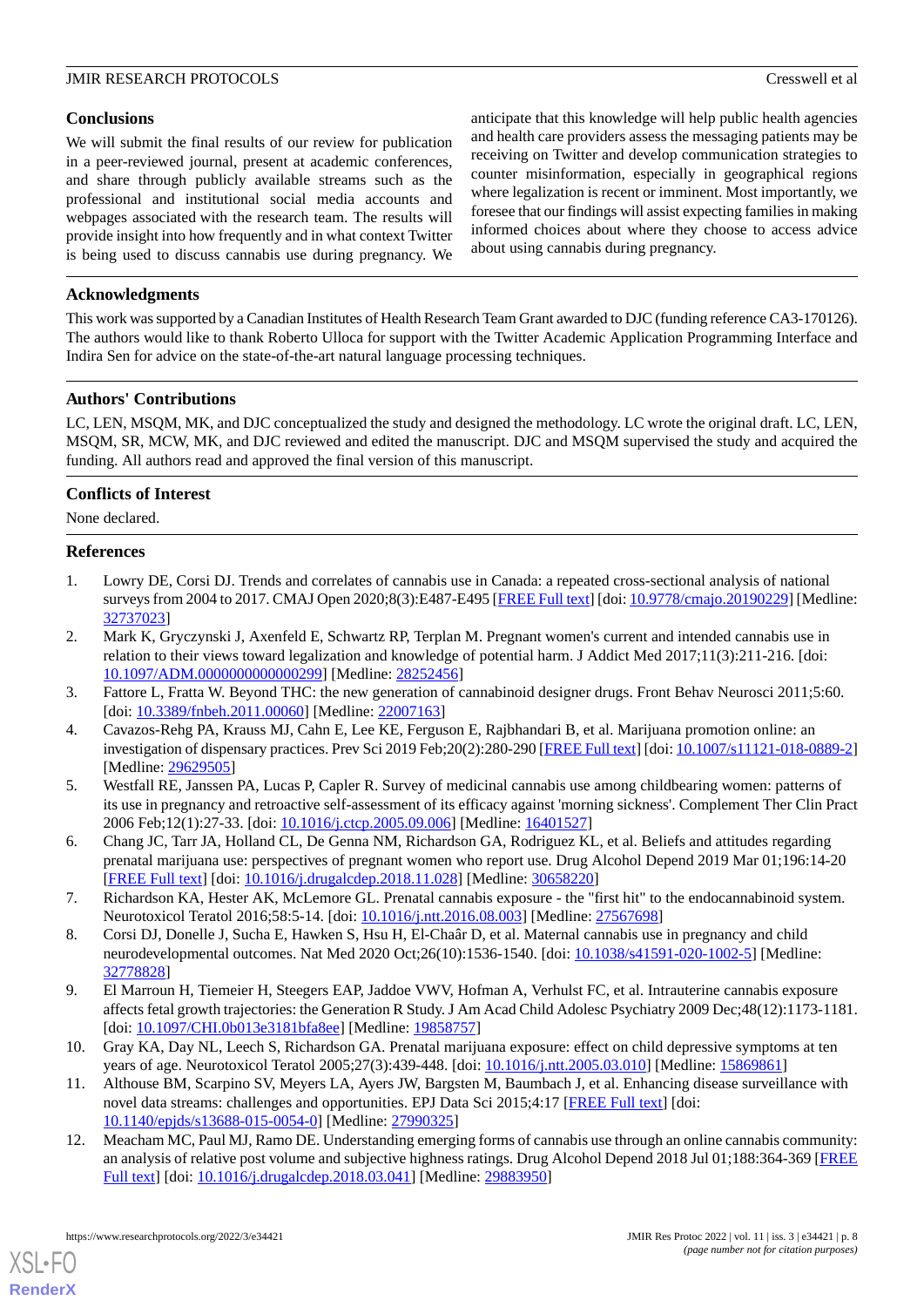## Conclusions

We will submit the final results of our review for publication in a peer-reviewed journal, present at academic conferences, and share through publicly available streams such as the professional and institutional social media accounts and webpages associated with the research team. The results will provide insight into how frequently and in what context Twitter is being used to discuss cannabis use during pregnancy. We anticipate that this knowledge will help public health agencies and health care providers assess the messaging patients may be receiving on Twitter and develop communication strategies to counter misinformation, especially in geographical regions where legalization is recent or imminent. Most importantly, we foresee that our findings will assist expecting families in making informed choices about where they choose to access advice about using cannabis during pregnancy.

## Acknowledgments

This work was supported by a Canadian Institutes of Health Research Team Grant awarded to DJC (funding reference CA3-170126). The authors would like to thank Roberto Ulloca for support with the Twitter Academic Application Programming Interface and Indira Sen for advice on the state-of-the-art natural language processing techniques.

## Authors' Contributions

LC, LEN, MSQM, MK, and DJC conceptualized the study and designed the methodology. LC wrote the original draft. LC, LEN, MSQM, SR, MCW, MK, and DJC reviewed and edited the manuscript. DJC and MSQM supervised the study and acquired the funding. All authors read and approved the final version of this manuscript.

## Conflicts of Interest

None declared.

## References

1. Lowry DE, Corsi DJ. Trends and correlates of cannabis use in Canada: a repeated cross-sectional analysis of national surveys from 2004 to 2017. CMAJ Open 2020;8(3):E487-E495 [FREE Full text] [doi: 10.9778/cmajo.20190229] [Medline: 32737023]
2. Mark K, Gryczynski J, Axenfeld E, Schwartz RP, Terplan M. Pregnant women's current and intended cannabis use in relation to their views toward legalization and knowledge of potential harm. J Addict Med 2017;11(3):211-216. [doi: 10.1097/ADM.0000000000000299] [Medline: 28252456]
3. Fattore L, Fratta W. Beyond THC: the new generation of cannabinoid designer drugs. Front Behav Neurosci 2011;5:60. [doi: 10.3389/fnbeh.2011.00060] [Medline: 22007163]
4. Cavazos-Rehg PA, Krauss MJ, Cahn E, Lee KE, Ferguson E, Rajbhandari B, et al. Marijuana promotion online: an investigation of dispensary practices. Prev Sci 2019 Feb;20(2):280-290 [FREE Full text] [doi: 10.1007/s11121-018-0889-2] [Medline: 29629505]
5. Westfall RE, Janssen PA, Lucas P, Capler R. Survey of medicinal cannabis use among childbearing women: patterns of its use in pregnancy and retroactive self-assessment of its efficacy against 'morning sickness'. Complement Ther Clin Pract 2006 Feb;12(1):27-33. [doi: 10.1016/j.ctcp.2005.09.006] [Medline: 16401527]
6. Chang JC, Tarr JA, Holland CL, De Genna NM, Richardson GA, Rodriguez KL, et al. Beliefs and attitudes regarding prenatal marijuana use: perspectives of pregnant women who report use. Drug Alcohol Depend 2019 Mar 01;196:14-20 [FREE Full text] [doi: 10.1016/j.drugalcdep.2018.11.028] [Medline: 30658220]
7. Richardson KA, Hester AK, McLemore GL. Prenatal cannabis exposure - the "first hit" to the endocannabinoid system. Neurotoxicol Teratol 2016;58:5-14. [doi: 10.1016/j.ntt.2016.08.003] [Medline: 27567698]
8. Corsi DJ, Donelle J, Sucha E, Hawken S, Hsu H, El-Chaâr D, et al. Maternal cannabis use in pregnancy and child neurodevelopmental outcomes. Nat Med 2020 Oct;26(10):1536-1540. [doi: 10.1038/s41591-020-1002-5] [Medline: 32778828]
9. El Marroun H, Tiemeier H, Steegers EAP, Jaddoe VWV, Hofman A, Verhulst FC, et al. Intrauterine cannabis exposure affects fetal growth trajectories: the Generation R Study. J Am Acad Child Adolesc Psychiatry 2009 Dec;48(12):1173-1181. [doi: 10.1097/CHI.0b013e3181bfa8ee] [Medline: 19858757]
10. Gray KA, Day NL, Leech S, Richardson GA. Prenatal marijuana exposure: effect on child depressive symptoms at ten years of age. Neurotoxicol Teratol 2005;27(3):439-448. [doi: 10.1016/j.ntt.2005.03.010] [Medline: 15869861]
11. Althouse BM, Scarpino SV, Meyers LA, Ayers JW, Bargsten M, Baumbach J, et al. Enhancing disease surveillance with novel data streams: challenges and opportunities. EPJ Data Sci 2015;4:17 [FREE Full text] [doi: 10.1140/epjds/s13688-015-0054-0] [Medline: 27990325]
12. Meacham MC, Paul MJ, Ramo DE. Understanding emerging forms of cannabis use through an online cannabis community: an analysis of relative post volume and subjective highness ratings. Drug Alcohol Depend 2018 Jul 01;188:364-369 [FREE Full text] [doi: 10.1016/j.drugalcdep.2018.03.041] [Medline: 29883950]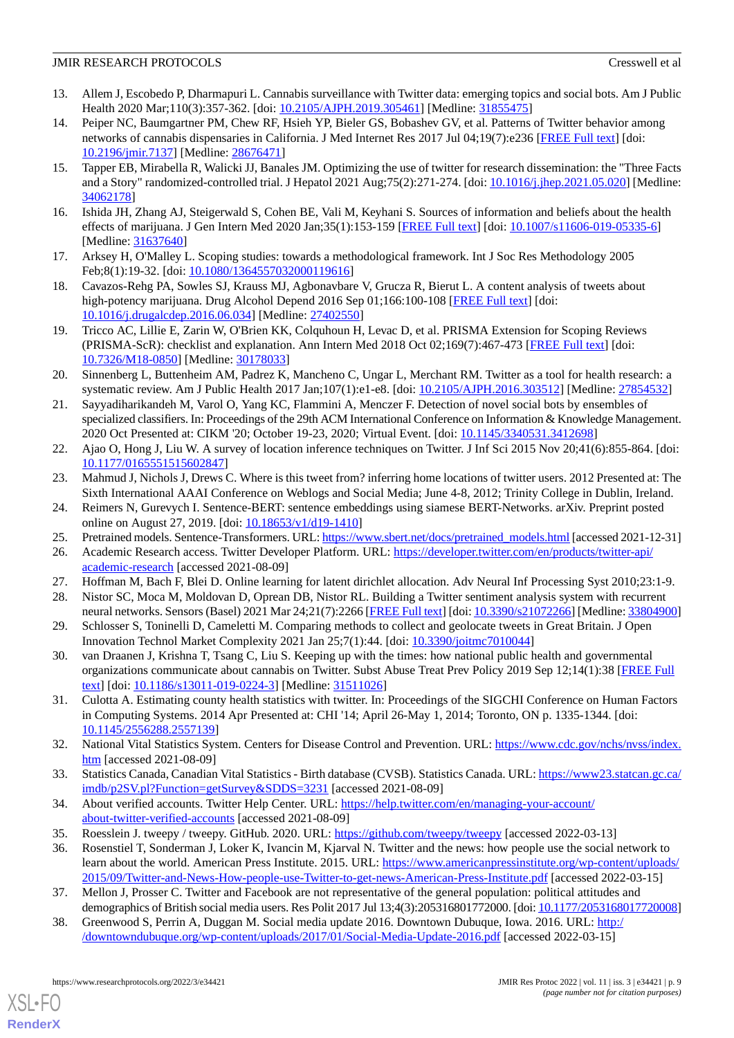13. Allem J, Escobedo P, Dharmapuri L. Cannabis surveillance with Twitter data: emerging topics and social bots. Am J Public Health 2020 Mar;110(3):357-362. [doi: 10.2105/AJPH.2019.305461] [Medline: 31855475]
14. Peiper NC, Baumgartner PM, Chew RF, Hsieh YP, Bieler GS, Bobashev GV, et al. Patterns of Twitter behavior among networks of cannabis dispensaries in California. J Med Internet Res 2017 Jul 04;19(7):e236 [FREE Full text] [doi: 10.2196/jmir.7137] [Medline: 28676471]
15. Tapper EB, Mirabella R, Walicki JJ, Banales JM. Optimizing the use of twitter for research dissemination: the "Three Facts and a Story" randomized-controlled trial. J Hepatol 2021 Aug;75(2):271-274. [doi: 10.1016/j.jhep.2021.05.020] [Medline: 34062178]
16. Ishida JH, Zhang AJ, Steigerwald S, Cohen BE, Vali M, Keyhani S. Sources of information and beliefs about the health effects of marijuana. J Gen Intern Med 2020 Jan;35(1):153-159 [FREE Full text] [doi: 10.1007/s11606-019-05335-6] [Medline: 31637640]
17. Arksey H, O'Malley L. Scoping studies: towards a methodological framework. Int J Soc Res Methodology 2005 Feb;8(1):19-32. [doi: 10.1080/1364557032000119616]
18. Cavazos-Rehg PA, Sowles SJ, Krauss MJ, Agbonavbare V, Grucza R, Bierut L. A content analysis of tweets about high-potency marijuana. Drug Alcohol Depend 2016 Sep 01;166:100-108 [FREE Full text] [doi: 10.1016/j.drugalcdep.2016.06.034] [Medline: 27402550]
19. Tricco AC, Lillie E, Zarin W, O'Brien KK, Colquhoun H, Levac D, et al. PRISMA Extension for Scoping Reviews (PRISMA-ScR): checklist and explanation. Ann Intern Med 2018 Oct 02;169(7):467-473 [FREE Full text] [doi: 10.7326/M18-0850] [Medline: 30178033]
20. Sinnenberg L, Buttenheim AM, Padrez K, Mancheno C, Ungar L, Merchant RM. Twitter as a tool for health research: a systematic review. Am J Public Health 2017 Jan;107(1):e1-e8. [doi: 10.2105/AJPH.2016.303512] [Medline: 27854532]
21. Sayyadiharikandeh M, Varol O, Yang KC, Flammini A, Menczer F. Detection of novel social bots by ensembles of specialized classifiers. In: Proceedings of the 29th ACM International Conference on Information & Knowledge Management. 2020 Oct Presented at: CIKM '20; October 19-23, 2020; Virtual Event. [doi: 10.1145/3340531.3412698]
22. Ajao O, Hong J, Liu W. A survey of location inference techniques on Twitter. J Inf Sci 2015 Nov 20;41(6):855-864. [doi: 10.1177/0165551515602847]
23. Mahmud J, Nichols J, Drews C. Where is this tweet from? inferring home locations of twitter users. 2012 Presented at: The Sixth International AAAI Conference on Weblogs and Social Media; June 4-8, 2012; Trinity College in Dublin, Ireland.
24. Reimers N, Gurevych I. Sentence-BERT: sentence embeddings using siamese BERT-Networks. arXiv. Preprint posted online on August 27, 2019. [doi: 10.18653/v1/d19-1410]
25. Pretrained models. Sentence-Transformers. URL: https://www.sbert.net/docs/pretrained_models.html [accessed 2021-12-31]
26. Academic Research access. Twitter Developer Platform. URL: https://developer.twitter.com/en/products/twitter-api/academic-research [accessed 2021-08-09]
27. Hoffman M, Bach F, Blei D. Online learning for latent dirichlet allocation. Adv Neural Inf Processing Syst 2010;23:1-9.
28. Nistor SC, Moca M, Moldovan D, Oprean DB, Nistor RL. Building a Twitter sentiment analysis system with recurrent neural networks. Sensors (Basel) 2021 Mar 24;21(7):2266 [FREE Full text] [doi: 10.3390/s21072266] [Medline: 33804900]
29. Schlosser S, Toninelli D, Cameletti M. Comparing methods to collect and geolocate tweets in Great Britain. J Open Innovation Technol Market Complexity 2021 Jan 25;7(1):44. [doi: 10.3390/joitmc7010044]
30. van Draanen J, Krishna T, Tsang C, Liu S. Keeping up with the times: how national public health and governmental organizations communicate about cannabis on Twitter. Subst Abuse Treat Prev Policy 2019 Sep 12;14(1):38 [FREE Full text] [doi: 10.1186/s13011-019-0224-3] [Medline: 31511026]
31. Culotta A. Estimating county health statistics with twitter. In: Proceedings of the SIGCHI Conference on Human Factors in Computing Systems. 2014 Apr Presented at: CHI '14; April 26-May 1, 2014; Toronto, ON p. 1335-1344. [doi: 10.1145/2556288.2557139]
32. National Vital Statistics System. Centers for Disease Control and Prevention. URL: https://www.cdc.gov/nchs/nvss/index.htm [accessed 2021-08-09]
33. Statistics Canada, Canadian Vital Statistics - Birth database (CVSB). Statistics Canada. URL: https://www23.statcan.gc.ca/imdb/p2SV.pl?Function=getSurvey&SDDS=3231 [accessed 2021-08-09]
34. About verified accounts. Twitter Help Center. URL: https://help.twitter.com/en/managing-your-account/about-twitter-verified-accounts [accessed 2021-08-09]
35. Roesslein J. tweepy / tweepy. GitHub. 2020. URL: https://github.com/tweepy/tweepy [accessed 2022-03-13]
36. Rosenstiel T, Sonderman J, Loker K, Ivancin M, Kjarval N. Twitter and the news: how people use the social network to learn about the world. American Press Institute. 2015. URL: https://www.americanpressinstitute.org/wp-content/uploads/2015/09/Twitter-and-News-How-people-use-Twitter-to-get-news-American-Press-Institute.pdf [accessed 2022-03-15]
37. Mellon J, Prosser C. Twitter and Facebook are not representative of the general population: political attitudes and demographics of British social media users. Res Polit 2017 Jul 13;4(3):205316801772000. [doi: 10.1177/2053168017720008]
38. Greenwood S, Perrin A, Duggan M. Social media update 2016. Downtown Dubuque, Iowa. 2016. URL: http://downtowndubuque.org/wp-content/uploads/2017/01/Social-Media-Update-2016.pdf [accessed 2022-03-15]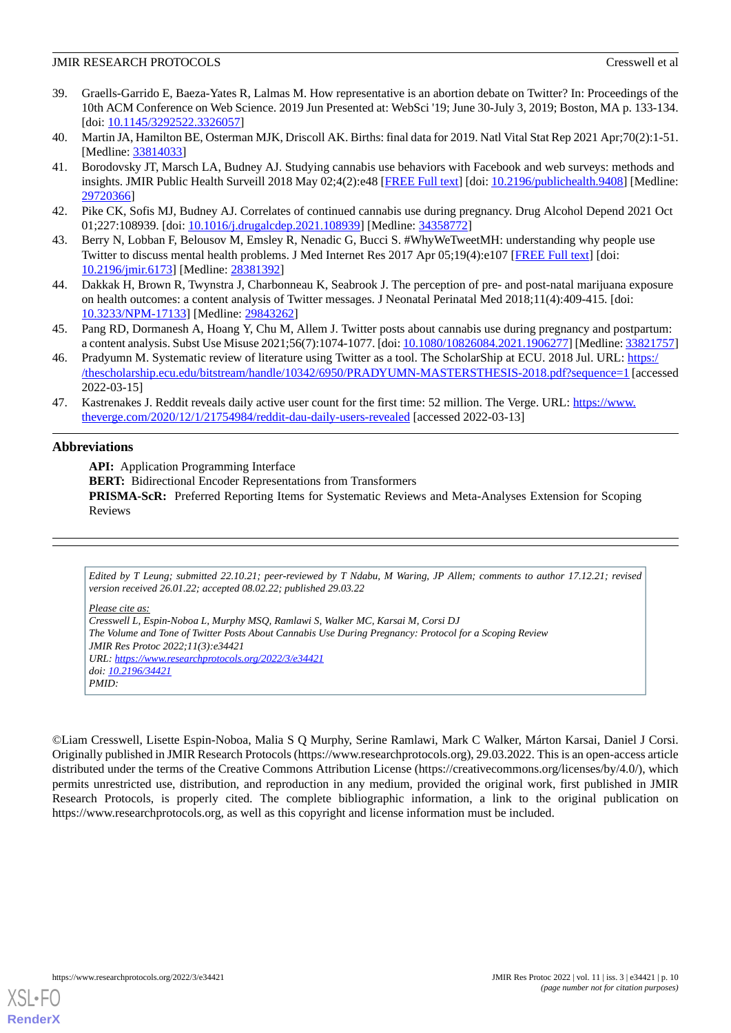39. Graells-Garrido E, Baeza-Yates R, Lalmas M. How representative is an abortion debate on Twitter? In: Proceedings of the 10th ACM Conference on Web Science. 2019 Jun Presented at: WebSci '19; June 30-July 3, 2019; Boston, MA p. 133-134. [doi: 10.1145/3292522.3326057]
40. Martin JA, Hamilton BE, Osterman MJK, Driscoll AK. Births: final data for 2019. Natl Vital Stat Rep 2021 Apr;70(2):1-51. [Medline: 33814033]
41. Borodovsky JT, Marsch LA, Budney AJ. Studying cannabis use behaviors with Facebook and web surveys: methods and insights. JMIR Public Health Surveill 2018 May 02;4(2):e48 [FREE Full text] [doi: 10.2196/publichealth.9408] [Medline: 29720366]
42. Pike CK, Sofis MJ, Budney AJ. Correlates of continued cannabis use during pregnancy. Drug Alcohol Depend 2021 Oct 01;227:108939. [doi: 10.1016/j.drugalcdep.2021.108939] [Medline: 34358772]
43. Berry N, Lobban F, Belousov M, Emsley R, Nenadic G, Bucci S. #WhyWeTweetMH: understanding why people use Twitter to discuss mental health problems. J Med Internet Res 2017 Apr 05;19(4):e107 [FREE Full text] [doi: 10.2196/jmir.6173] [Medline: 28381392]
44. Dakkak H, Brown R, Twynstra J, Charbonneau K, Seabrook J. The perception of pre- and post-natal marijuana exposure on health outcomes: a content analysis of Twitter messages. J Neonatal Perinatal Med 2018;11(4):409-415. [doi: 10.3233/NPM-17133] [Medline: 29843262]
45. Pang RD, Dormanesh A, Hoang Y, Chu M, Allem J. Twitter posts about cannabis use during pregnancy and postpartum: a content analysis. Subst Use Misuse 2021;56(7):1074-1077. [doi: 10.1080/10826084.2021.1906277] [Medline: 33821757]
46. Pradyumn M. Systematic review of literature using Twitter as a tool. The ScholarShip at ECU. 2018 Jul. URL: https://thescholarship.ecu.edu/bitstream/handle/10342/6950/PRADYUMN-MASTERSTHESIS-2018.pdf?sequence=1 [accessed 2022-03-15]
47. Kastrenakes J. Reddit reveals daily active user count for the first time: 52 million. The Verge. URL: https://www.theverge.com/2020/12/1/21754984/reddit-dau-daily-users-revealed [accessed 2022-03-13]

## Abbreviations

**API:** Application Programming Interface
**BERT:** Bidirectional Encoder Representations from Transformers
**PRISMA-ScR:** Preferred Reporting Items for Systematic Reviews and Meta-Analyses Extension for Scoping Reviews

*Edited by T Leung; submitted 22.10.21; peer-reviewed by T Ndabu, M Waring, JP Allem; comments to author 17.12.21; revised version received 26.01.22; accepted 08.02.22; published 29.03.22*

*Please cite as:*
*Cresswell L, Espin-Noboa L, Murphy MSQ, Ramlawi S, Walker MC, Karsai M, Corsi DJ*
*The Volume and Tone of Twitter Posts About Cannabis Use During Pregnancy: Protocol for a Scoping Review*
*JMIR Res Protoc 2022;11(3):e34421*
*URL: https://www.researchprotocols.org/2022/3/e34421*
*doi: 10.2196/34421*
*PMID:*

©Liam Cresswell, Lisette Espin-Noboa, Malia S Q Murphy, Serine Ramlawi, Mark C Walker, Márton Karsai, Daniel J Corsi. Originally published in JMIR Research Protocols (https://www.researchprotocols.org), 29.03.2022. This is an open-access article distributed under the terms of the Creative Commons Attribution License (https://creativecommons.org/licenses/by/4.0/), which permits unrestricted use, distribution, and reproduction in any medium, provided the original work, first published in JMIR Research Protocols, is properly cited. The complete bibliographic information, a link to the original publication on https://www.researchprotocols.org, as well as this copyright and license information must be included.